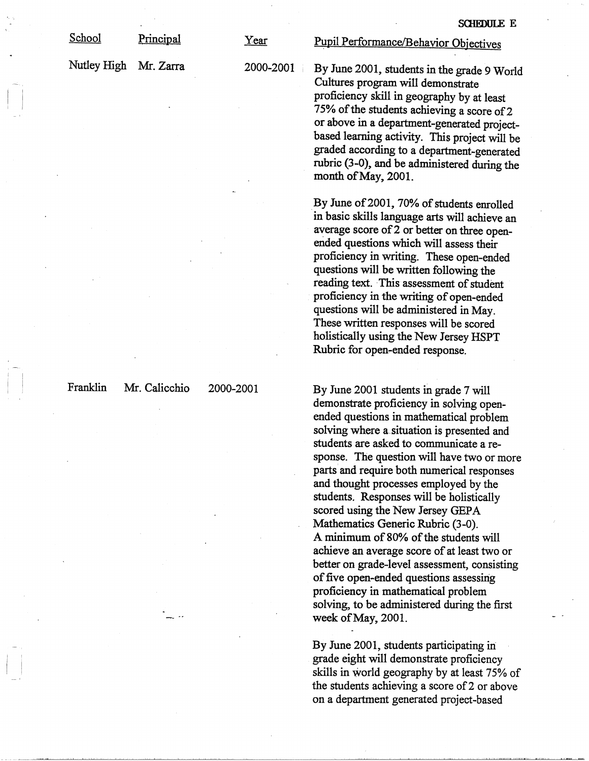SCHEDULE E

| School | Principal | Year | Pupil Performance/Behavior Objectives |
|---|---|---|---|
| Nutley High | Mr. Zarra | 2000-2001 | By June 2001, students in the grade 9 World Cultures program will demonstrate proficiency skill in geography by at least 75% of the students achieving a score of 2 or above in a department-generated project-based learning activity. This project will be graded according to a department-generated rubric (3-0), and be administered during the month of May, 2001. |
| | | | By June of 2001, 70% of students enrolled in basic skills language arts will achieve an average score of 2 or better on three open-ended questions which will assess their proficiency in writing. These open-ended questions will be written following the reading text. This assessment of student proficiency in the writing of open-ended questions will be administered in May. These written responses will be scored holistically using the New Jersey HSPT Rubric for open-ended response. |
| Franklin | Mr. Calicchio | 2000-2001 | By June 2001 students in grade 7 will demonstrate proficiency in solving open-ended questions in mathematical problem solving where a situation is presented and students are asked to communicate a response. The question will have two or more parts and require both numerical responses and thought processes employed by the students. Responses will be holistically scored using the New Jersey GEPA Mathematics Generic Rubric (3-0). A minimum of 80% of the students will achieve an average score of at least two or better on grade-level assessment, consisting of five open-ended questions assessing proficiency in mathematical problem solving, to be administered during the first week of May, 2001. |
| | | | By June 2001, students participating in grade eight will demonstrate proficiency skills in world geography by at least 75% of the students achieving a score of 2 or above on a department generated project-based |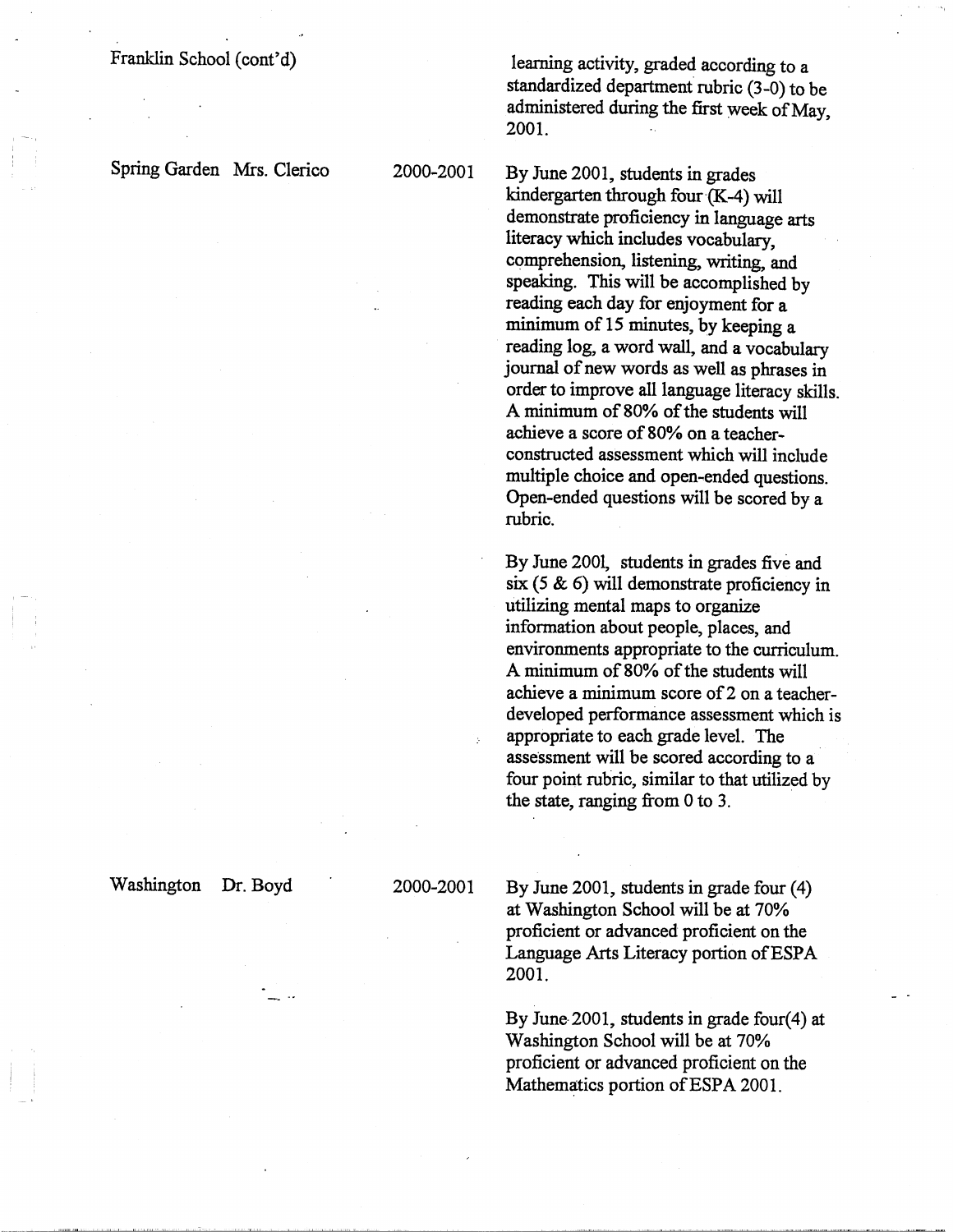| School | Principal | Year | Objective |
|---|---|---|---|
| Franklin School (cont'd) | | | learning activity, graded according to a standardized department rubric (3-0) to be administered during the first week of May, 2001. |
| Spring Garden | Mrs. Clerico | 2000-2001 | By June 2001, students in grades kindergarten through four (K-4) will demonstrate proficiency in language arts literacy which includes vocabulary, comprehension, listening, writing, and speaking. This will be accomplished by reading each day for enjoyment for a minimum of 15 minutes, by keeping a reading log, a word wall, and a vocabulary journal of new words as well as phrases in order to improve all language literacy skills. A minimum of 80% of the students will achieve a score of 80% on a teacher-constructed assessment which will include multiple choice and open-ended questions. Open-ended questions will be scored by a rubric.<br><br>By June 2001, students in grades five and six (5 & 6) will demonstrate proficiency in utilizing mental maps to organize information about people, places, and environments appropriate to the curriculum. A minimum of 80% of the students will achieve a minimum score of 2 on a teacher-developed performance assessment which is appropriate to each grade level. The assessment will be scored according to a four point rubric, similar to that utilized by the state, ranging from 0 to 3. |
| Washington | Dr. Boyd | 2000-2001 | By June 2001, students in grade four (4) at Washington School will be at 70% proficient or advanced proficient on the Language Arts Literacy portion of ESPA 2001.<br><br>By June 2001, students in grade four(4) at Washington School will be at 70% proficient or advanced proficient on the Mathematics portion of ESPA 2001. |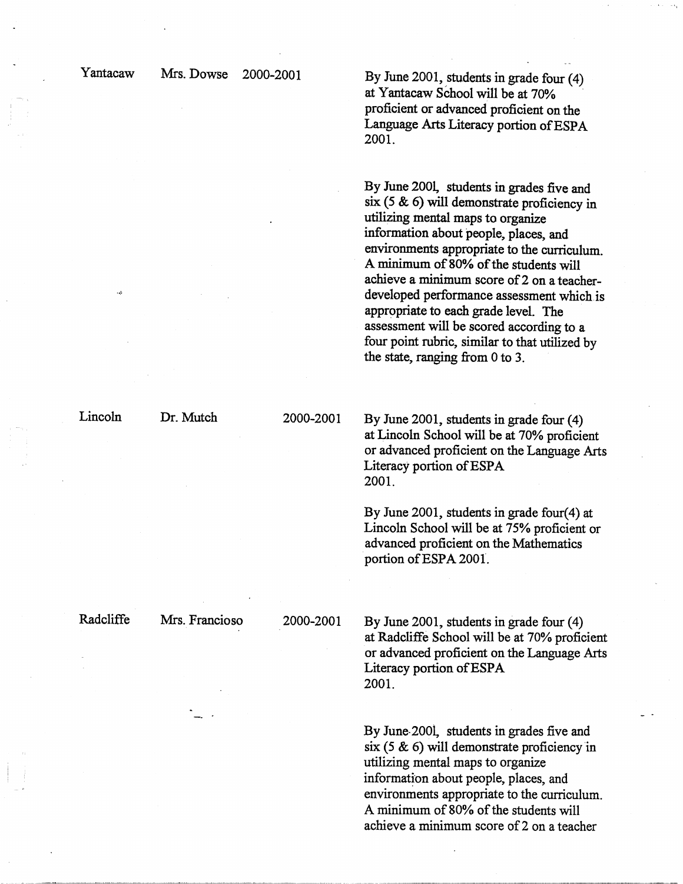| | | | |
|---|---|---|---|
| Yantacaw | Mrs. Dowse | 2000-2001 | By June 2001, students in grade four (4) at Yantacaw School will be at 70% proficient or advanced proficient on the Language Arts Literacy portion of ESPA 2001.<br><br>By June 2001, students in grades five and six (5 & 6) will demonstrate proficiency in utilizing mental maps to organize information about people, places, and environments appropriate to the curriculum. A minimum of 80% of the students will achieve a minimum score of 2 on a teacher-developed performance assessment which is appropriate to each grade level. The assessment will be scored according to a four point rubric, similar to that utilized by the state, ranging from 0 to 3. |
| Lincoln | Dr. Mutch | 2000-2001 | By June 2001, students in grade four (4) at Lincoln School will be at 70% proficient or advanced proficient on the Language Arts Literacy portion of ESPA 2001.<br><br>By June 2001, students in grade four(4) at Lincoln School will be at 75% proficient or advanced proficient on the Mathematics portion of ESPA 2001. |
| Radcliffe | Mrs. Francioso | 2000-2001 | By June 2001, students in grade four (4) at Radcliffe School will be at 70% proficient or advanced proficient on the Language Arts Literacy portion of ESPA 2001.<br><br>By June 2001, students in grades five and six (5 & 6) will demonstrate proficiency in utilizing mental maps to organize information about people, places, and environments appropriate to the curriculum. A minimum of 80% of the students will achieve a minimum score of 2 on a teacher |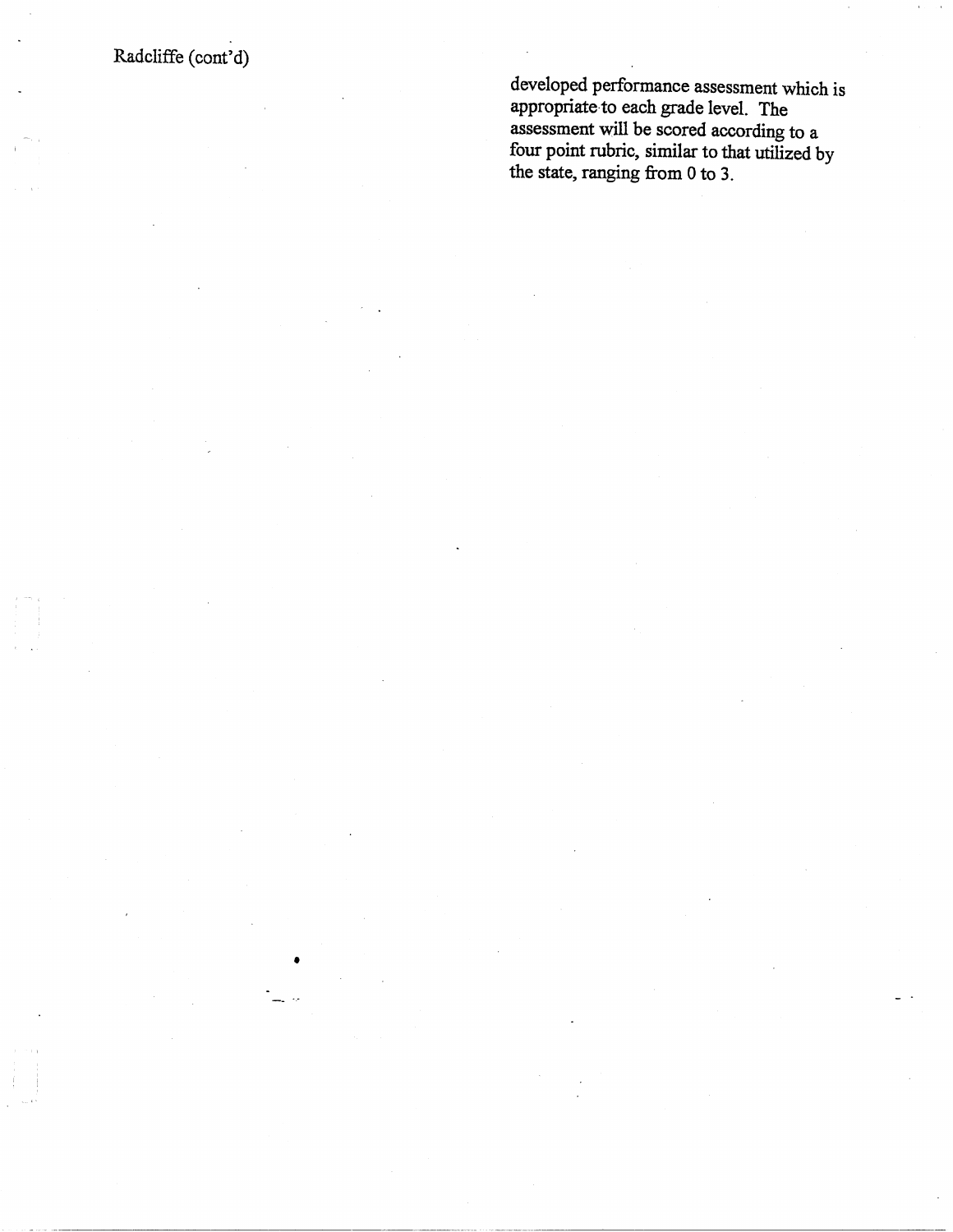developed performance assessment which is appropriate to each grade level. The assessment will be scored according to a four point rubric, similar to that utilized by the state, ranging from 0 to 3.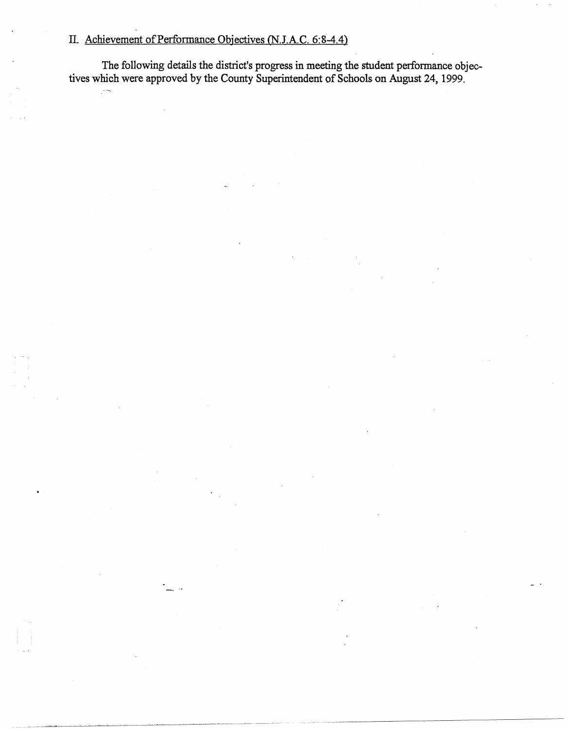## II. Achievement of Performance Objectives (N.J.A.C. 6:8-4.4)

The following details the district's progress in meeting the student performance objectives which were approved by the County Superintendent of Schools on August 24, 1999.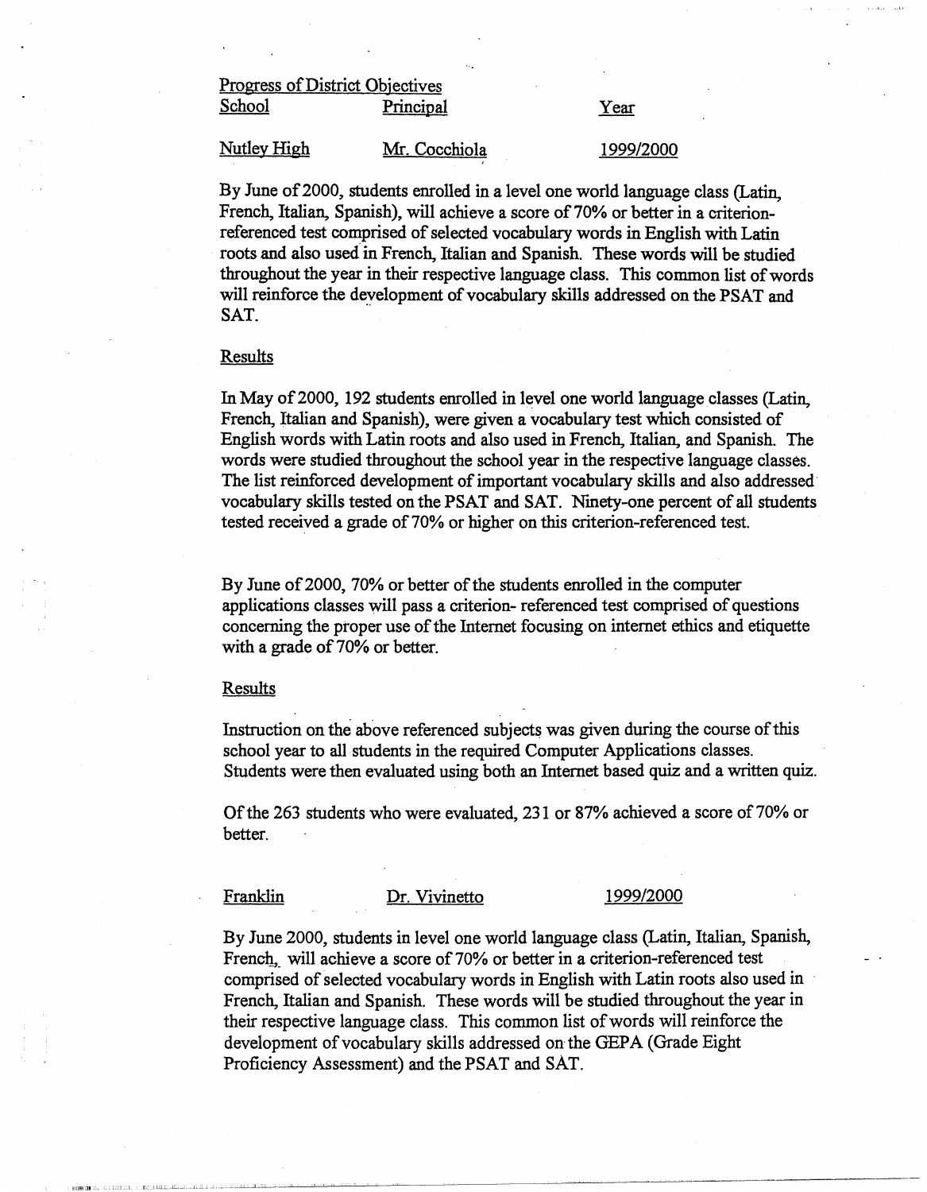Progress of District Objectives

| School | Principal | Year |
|---|---|---|
| Nutley High | Mr. Cocchiola | 1999/2000 |

By June of 2000, students enrolled in a level one world language class (Latin, French, Italian, Spanish), will achieve a score of 70% or better in a criterion-referenced test comprised of selected vocabulary words in English with Latin roots and also used in French, Italian and Spanish. These words will be studied throughout the year in their respective language class. This common list of words will reinforce the development of vocabulary skills addressed on the PSAT and SAT.

Results

In May of 2000, 192 students enrolled in level one world language classes (Latin, French, Italian and Spanish), were given a vocabulary test which consisted of English words with Latin roots and also used in French, Italian, and Spanish. The words were studied throughout the school year in the respective language classes. The list reinforced development of important vocabulary skills and also addressed vocabulary skills tested on the PSAT and SAT. Ninety-one percent of all students tested received a grade of 70% or higher on this criterion-referenced test.

By June of 2000, 70% or better of the students enrolled in the computer applications classes will pass a criterion- referenced test comprised of questions concerning the proper use of the Internet focusing on internet ethics and etiquette with a grade of 70% or better.

Results

Instruction on the above referenced subjects was given during the course of this school year to all students in the required Computer Applications classes. Students were then evaluated using both an Internet based quiz and a written quiz.

Of the 263 students who were evaluated, 231 or 87% achieved a score of 70% or better.

| Franklin | Dr. Vivinetto | 1999/2000 |
|---|---|---|

By June 2000, students in level one world language class (Latin, Italian, Spanish, French, will achieve a score of 70% or better in a criterion-referenced test comprised of selected vocabulary words in English with Latin roots also used in French, Italian and Spanish. These words will be studied throughout the year in their respective language class. This common list of words will reinforce the development of vocabulary skills addressed on the GEPA (Grade Eight Proficiency Assessment) and the PSAT and SAT.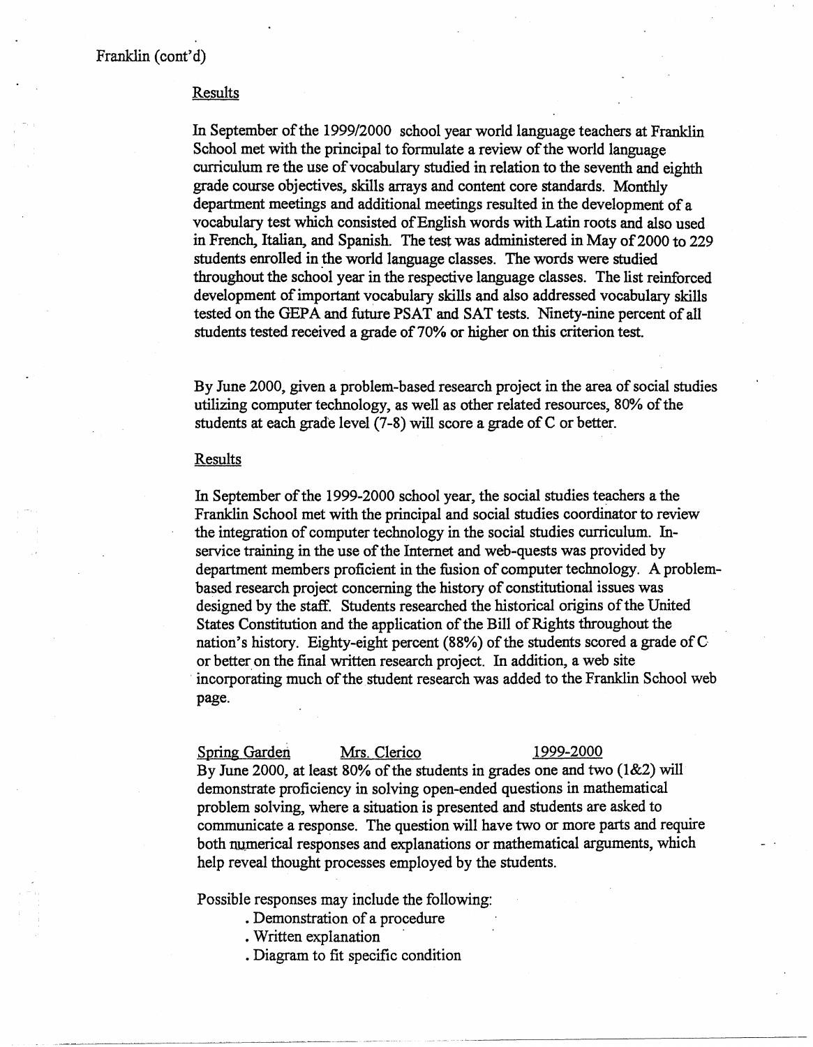Franklin (cont'd)

Results

In September of the 1999/2000 school year world language teachers at Franklin School met with the principal to formulate a review of the world language curriculum re the use of vocabulary studied in relation to the seventh and eighth grade course objectives, skills arrays and content core standards. Monthly department meetings and additional meetings resulted in the development of a vocabulary test which consisted of English words with Latin roots and also used in French, Italian, and Spanish. The test was administered in May of 2000 to 229 students enrolled in the world language classes. The words were studied throughout the school year in the respective language classes. The list reinforced development of important vocabulary skills and also addressed vocabulary skills tested on the GEPA and future PSAT and SAT tests. Ninety-nine percent of all students tested received a grade of 70% or higher on this criterion test.

By June 2000, given a problem-based research project in the area of social studies utilizing computer technology, as well as other related resources, 80% of the students at each grade level (7-8) will score a grade of C or better.

Results

In September of the 1999-2000 school year, the social studies teachers a the Franklin School met with the principal and social studies coordinator to review the integration of computer technology in the social studies curriculum. In-service training in the use of the Internet and web-quests was provided by department members proficient in the fusion of computer technology. A problem-based research project concerning the history of constitutional issues was designed by the staff. Students researched the historical origins of the United States Constitution and the application of the Bill of Rights throughout the nation's history. Eighty-eight percent (88%) of the students scored a grade of C or better on the final written research project. In addition, a web site incorporating much of the student research was added to the Franklin School web page.

Spring Garden Mrs. Clerico 1999-2000

By June 2000, at least 80% of the students in grades one and two (1&2) will demonstrate proficiency in solving open-ended questions in mathematical problem solving, where a situation is presented and students are asked to communicate a response. The question will have two or more parts and require both numerical responses and explanations or mathematical arguments, which help reveal thought processes employed by the students.

Possible responses may include the following:

- Demonstration of a procedure
- Written explanation
- Diagram to fit specific condition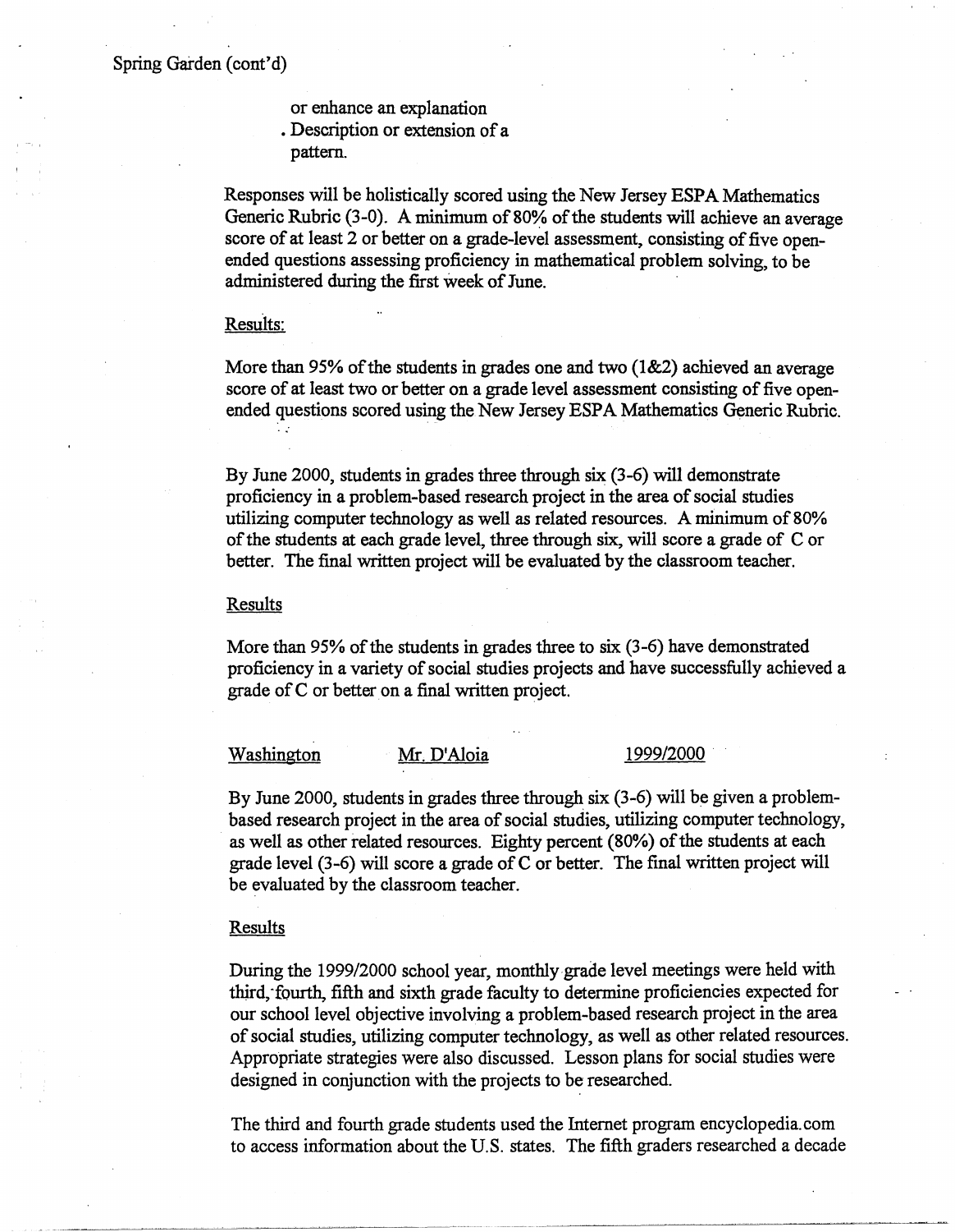Spring Garden (cont'd)

or enhance an explanation
. Description or extension of a pattern.

Responses will be holistically scored using the New Jersey ESPA Mathematics Generic Rubric (3-0). A minimum of 80% of the students will achieve an average score of at least 2 or better on a grade-level assessment, consisting of five open-ended questions assessing proficiency in mathematical problem solving, to be administered during the first week of June.

Results:

More than 95% of the students in grades one and two (1&2) achieved an average score of at least two or better on a grade level assessment consisting of five open-ended questions scored using the New Jersey ESPA Mathematics Generic Rubric.

By June 2000, students in grades three through six (3-6) will demonstrate proficiency in a problem-based research project in the area of social studies utilizing computer technology as well as related resources. A minimum of 80% of the students at each grade level, three through six, will score a grade of C or better. The final written project will be evaluated by the classroom teacher.

Results

More than 95% of the students in grades three to six (3-6) have demonstrated proficiency in a variety of social studies projects and have successfully achieved a grade of C or better on a final written project.

Washington Mr. D'Aloia 1999/2000

By June 2000, students in grades three through six (3-6) will be given a problem-based research project in the area of social studies, utilizing computer technology, as well as other related resources. Eighty percent (80%) of the students at each grade level (3-6) will score a grade of C or better. The final written project will be evaluated by the classroom teacher.

Results

During the 1999/2000 school year, monthly grade level meetings were held with third, fourth, fifth and sixth grade faculty to determine proficiencies expected for our school level objective involving a problem-based research project in the area of social studies, utilizing computer technology, as well as other related resources. Appropriate strategies were also discussed. Lesson plans for social studies were designed in conjunction with the projects to be researched.

The third and fourth grade students used the Internet program encyclopedia.com to access information about the U.S. states. The fifth graders researched a decade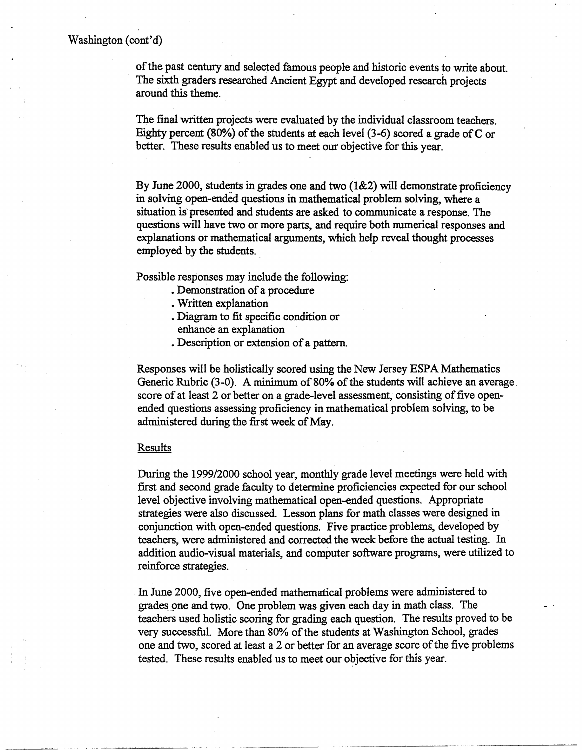Washington (cont'd)

of the past century and selected famous people and historic events to write about. The sixth graders researched Ancient Egypt and developed research projects around this theme.

The final written projects were evaluated by the individual classroom teachers. Eighty percent (80%) of the students at each level (3-6) scored a grade of C or better. These results enabled us to meet our objective for this year.

By June 2000, students in grades one and two (1&2) will demonstrate proficiency in solving open-ended questions in mathematical problem solving, where a situation is presented and students are asked to communicate a response. The questions will have two or more parts, and require both numerical responses and explanations or mathematical arguments, which help reveal thought processes employed by the students.

Possible responses may include the following:

- Demonstration of a procedure
- Written explanation
- Diagram to fit specific condition or enhance an explanation
- Description or extension of a pattern.

Responses will be holistically scored using the New Jersey ESPA Mathematics Generic Rubric (3-0). A minimum of 80% of the students will achieve an average score of at least 2 or better on a grade-level assessment, consisting of five open-ended questions assessing proficiency in mathematical problem solving, to be administered during the first week of May.

Results

During the 1999/2000 school year, monthly grade level meetings were held with first and second grade faculty to determine proficiencies expected for our school level objective involving mathematical open-ended questions. Appropriate strategies were also discussed. Lesson plans for math classes were designed in conjunction with open-ended questions. Five practice problems, developed by teachers, were administered and corrected the week before the actual testing. In addition audio-visual materials, and computer software programs, were utilized to reinforce strategies.

In June 2000, five open-ended mathematical problems were administered to grades one and two. One problem was given each day in math class. The teachers used holistic scoring for grading each question. The results proved to be very successful. More than 80% of the students at Washington School, grades one and two, scored at least a 2 or better for an average score of the five problems tested. These results enabled us to meet our objective for this year.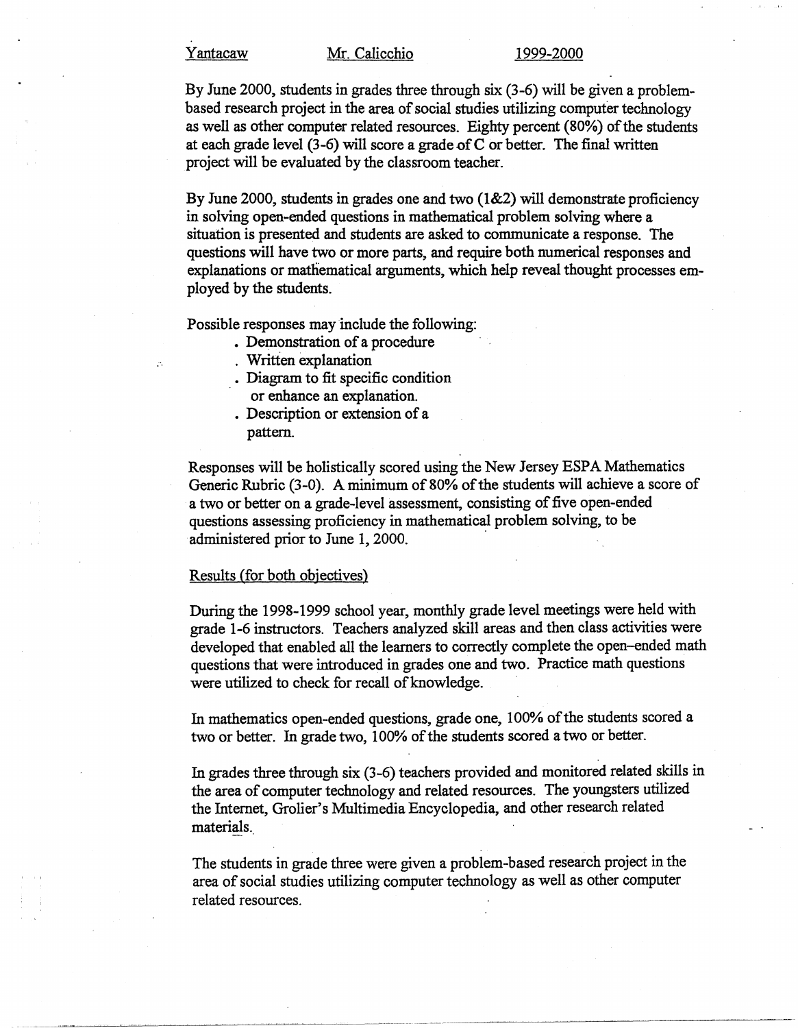Yantacaw Mr. Calicchio 1999-2000

By June 2000, students in grades three through six (3-6) will be given a problem-based research project in the area of social studies utilizing computer technology as well as other computer related resources. Eighty percent (80%) of the students at each grade level (3-6) will score a grade of C or better. The final written project will be evaluated by the classroom teacher.

By June 2000, students in grades one and two (1&2) will demonstrate proficiency in solving open-ended questions in mathematical problem solving where a situation is presented and students are asked to communicate a response. The questions will have two or more parts, and require both numerical responses and explanations or mathematical arguments, which help reveal thought processes employed by the students.

Possible responses may include the following:

- Demonstration of a procedure
- Written explanation
- Diagram to fit specific condition or enhance an explanation.
- Description or extension of a pattern.

Responses will be holistically scored using the New Jersey ESPA Mathematics Generic Rubric (3-0). A minimum of 80% of the students will achieve a score of a two or better on a grade-level assessment, consisting of five open-ended questions assessing proficiency in mathematical problem solving, to be administered prior to June 1, 2000.

Results (for both objectives)

During the 1998-1999 school year, monthly grade level meetings were held with grade 1-6 instructors. Teachers analyzed skill areas and then class activities were developed that enabled all the learners to correctly complete the open-ended math questions that were introduced in grades one and two. Practice math questions were utilized to check for recall of knowledge.

In mathematics open-ended questions, grade one, 100% of the students scored a two or better. In grade two, 100% of the students scored a two or better.

In grades three through six (3-6) teachers provided and monitored related skills in the area of computer technology and related resources. The youngsters utilized the Internet, Grolier's Multimedia Encyclopedia, and other research related materials.

The students in grade three were given a problem-based research project in the area of social studies utilizing computer technology as well as other computer related resources.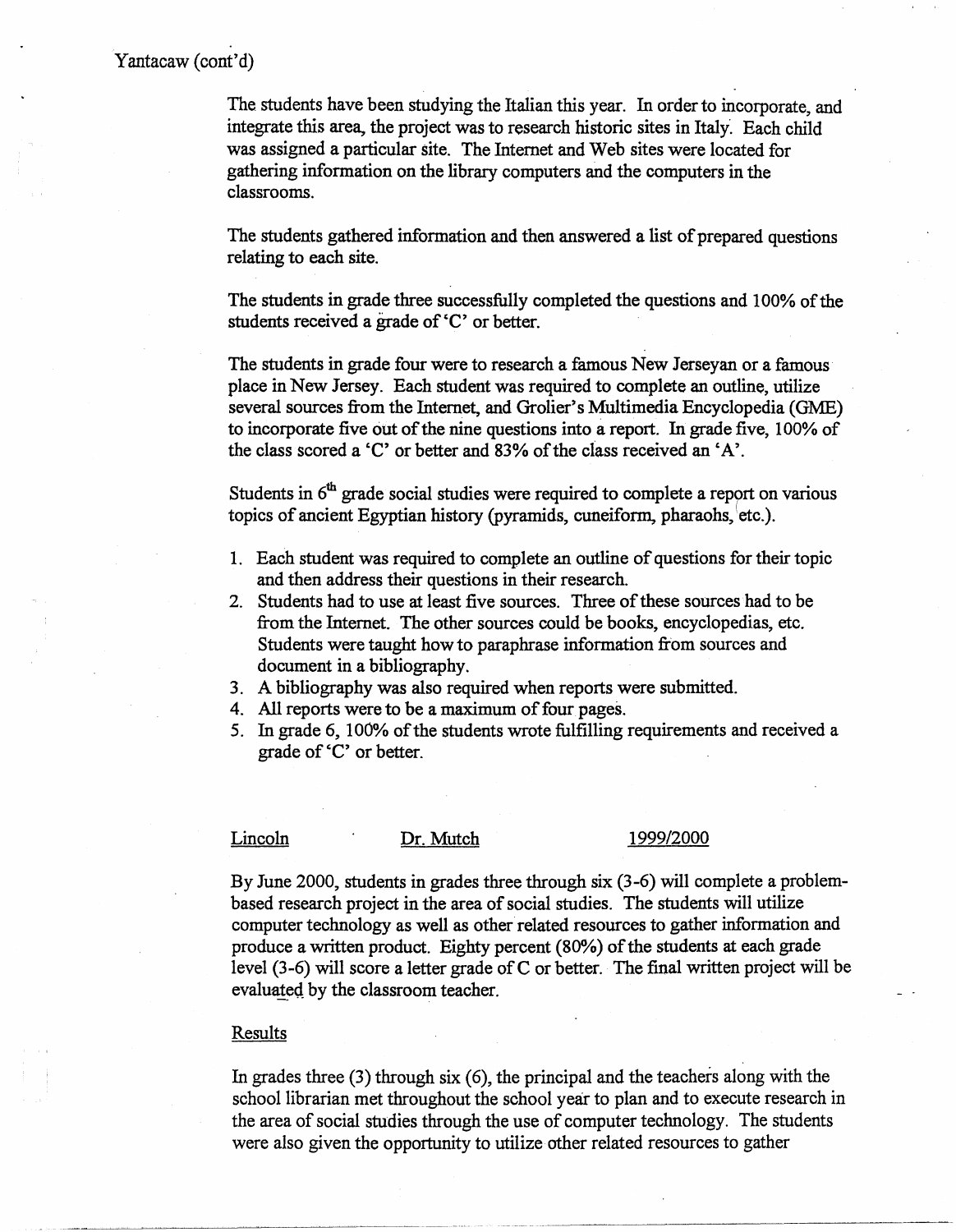Yantacaw (cont'd)

The students have been studying the Italian this year. In order to incorporate, and integrate this area, the project was to research historic sites in Italy. Each child was assigned a particular site. The Internet and Web sites were located for gathering information on the library computers and the computers in the classrooms.

The students gathered information and then answered a list of prepared questions relating to each site.

The students in grade three successfully completed the questions and 100% of the students received a grade of 'C' or better.

The students in grade four were to research a famous New Jerseyan or a famous place in New Jersey. Each student was required to complete an outline, utilize several sources from the Internet, and Grolier's Multimedia Encyclopedia (GME) to incorporate five out of the nine questions into a report. In grade five, 100% of the class scored a 'C' or better and 83% of the class received an 'A'.

Students in 6th grade social studies were required to complete a report on various topics of ancient Egyptian history (pyramids, cuneiform, pharaohs, etc.).

1. Each student was required to complete an outline of questions for their topic and then address their questions in their research.
2. Students had to use at least five sources. Three of these sources had to be from the Internet. The other sources could be books, encyclopedias, etc. Students were taught how to paraphrase information from sources and document in a bibliography.
3. A bibliography was also required when reports were submitted.
4. All reports were to be a maximum of four pages.
5. In grade 6, 100% of the students wrote fulfilling requirements and received a grade of 'C' or better.

Lincoln          Dr. Mutch          1999/2000

By June 2000, students in grades three through six (3-6) will complete a problem-based research project in the area of social studies. The students will utilize computer technology as well as other related resources to gather information and produce a written product. Eighty percent (80%) of the students at each grade level (3-6) will score a letter grade of C or better. The final written project will be evaluated by the classroom teacher.

Results

In grades three (3) through six (6), the principal and the teachers along with the school librarian met throughout the school year to plan and to execute research in the area of social studies through the use of computer technology. The students were also given the opportunity to utilize other related resources to gather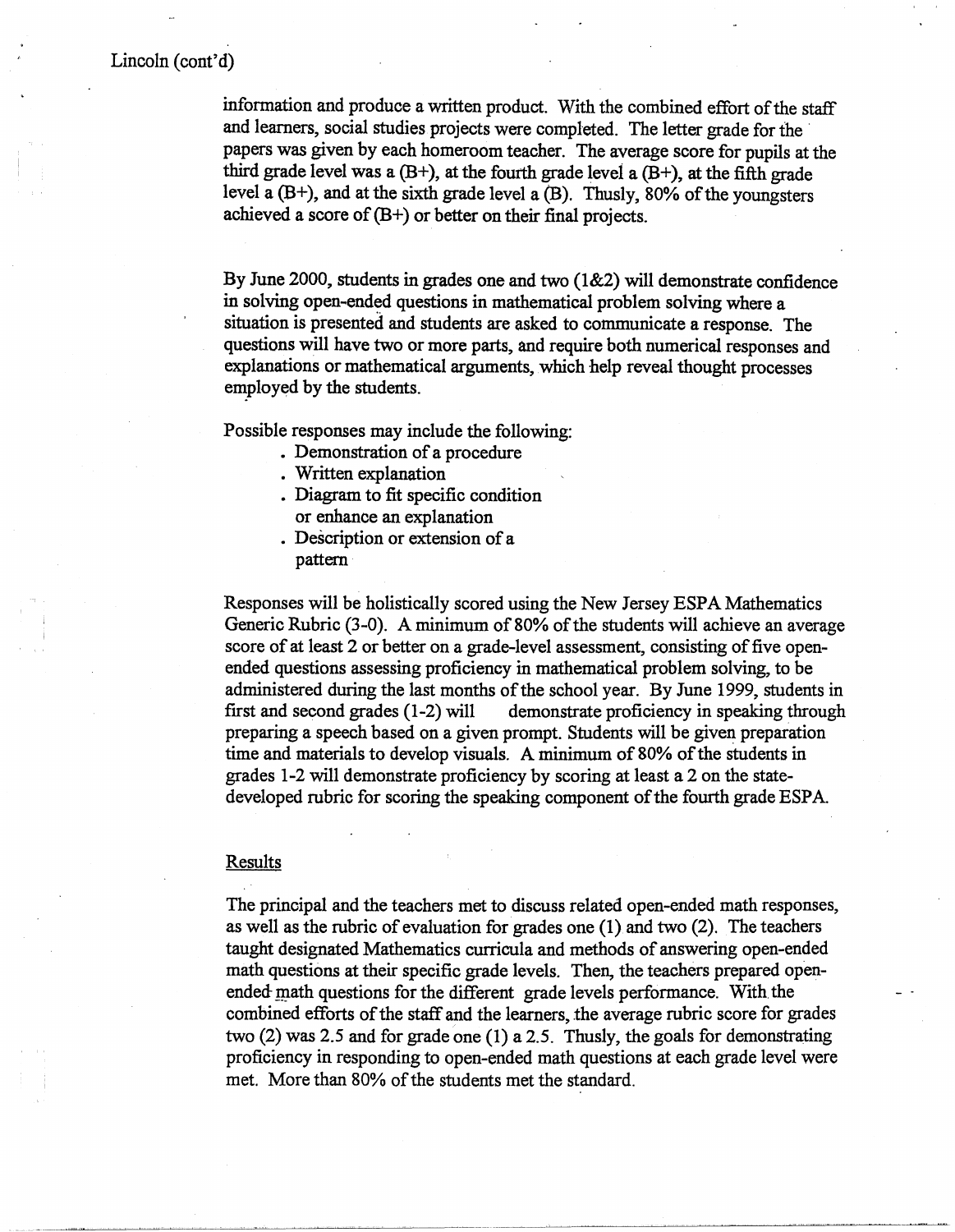Lincoln (cont'd)

information and produce a written product. With the combined effort of the staff and learners, social studies projects were completed. The letter grade for the papers was given by each homeroom teacher. The average score for pupils at the third grade level was a (B+), at the fourth grade level a (B+), at the fifth grade level a (B+), and at the sixth grade level a (B). Thusly, 80% of the youngsters achieved a score of (B+) or better on their final projects.

By June 2000, students in grades one and two (1&2) will demonstrate confidence in solving open-ended questions in mathematical problem solving where a situation is presented and students are asked to communicate a response. The questions will have two or more parts, and require both numerical responses and explanations or mathematical arguments, which help reveal thought processes employed by the students.

Possible responses may include the following:

- Demonstration of a procedure
- Written explanation
- Diagram to fit specific condition or enhance an explanation
- Description or extension of a pattern

Responses will be holistically scored using the New Jersey ESPA Mathematics Generic Rubric (3-0). A minimum of 80% of the students will achieve an average score of at least 2 or better on a grade-level assessment, consisting of five open-ended questions assessing proficiency in mathematical problem solving, to be administered during the last months of the school year. By June 1999, students in first and second grades (1-2) will demonstrate proficiency in speaking through preparing a speech based on a given prompt. Students will be given preparation time and materials to develop visuals. A minimum of 80% of the students in grades 1-2 will demonstrate proficiency by scoring at least a 2 on the state-developed rubric for scoring the speaking component of the fourth grade ESPA.

## Results

The principal and the teachers met to discuss related open-ended math responses, as well as the rubric of evaluation for grades one (1) and two (2). The teachers taught designated Mathematics curricula and methods of answering open-ended math questions at their specific grade levels. Then, the teachers prepared open-ended math questions for the different grade levels performance. With the combined efforts of the staff and the learners, the average rubric score for grades two (2) was 2.5 and for grade one (1) a 2.5. Thusly, the goals for demonstrating proficiency in responding to open-ended math questions at each grade level were met. More than 80% of the students met the standard.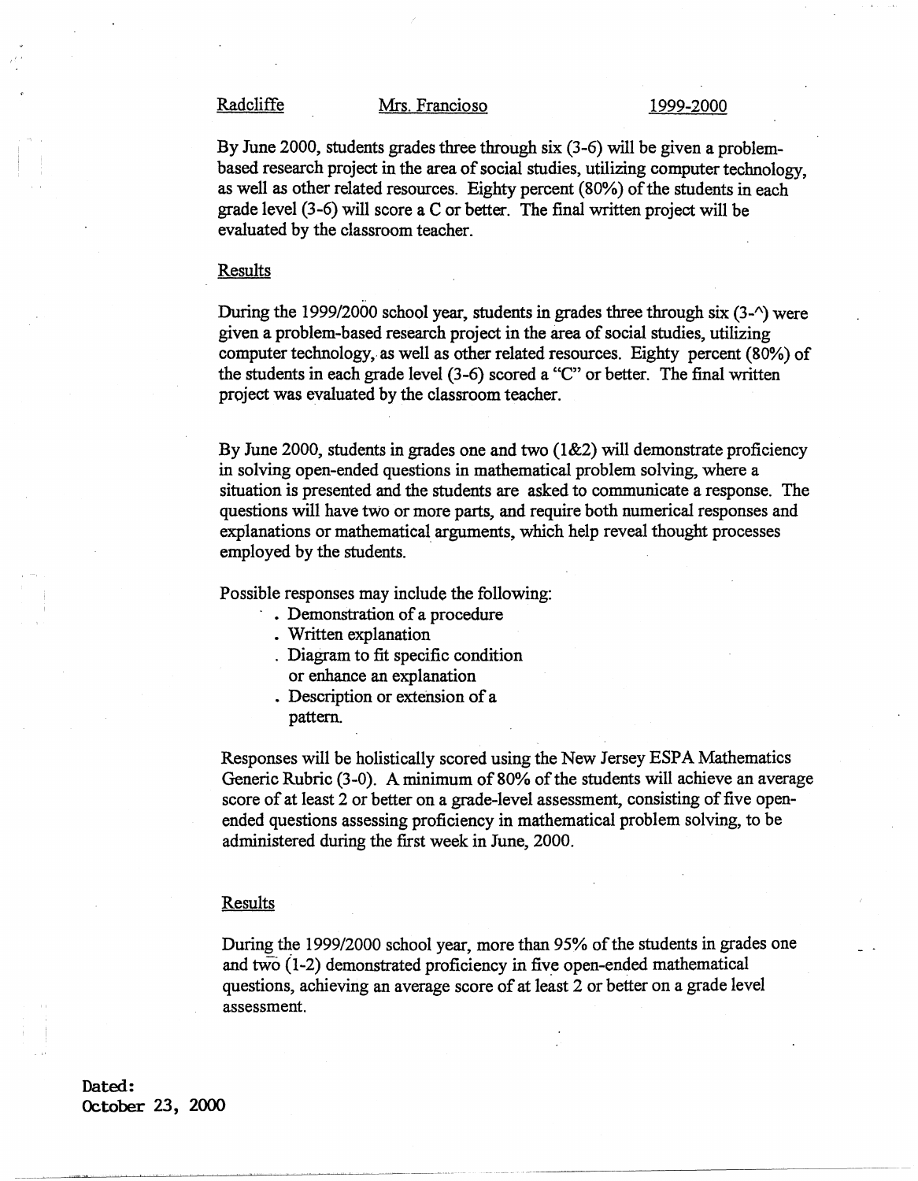Radcliffe Mrs. Francioso 1999-2000

By June 2000, students grades three through six (3-6) will be given a problem-based research project in the area of social studies, utilizing computer technology, as well as other related resources. Eighty percent (80%) of the students in each grade level (3-6) will score a C or better. The final written project will be evaluated by the classroom teacher.

## Results

During the 1999/2000 school year, students in grades three through six (3-^) were given a problem-based research project in the area of social studies, utilizing computer technology, as well as other related resources. Eighty percent (80%) of the students in each grade level (3-6) scored a "C" or better. The final written project was evaluated by the classroom teacher.

By June 2000, students in grades one and two (1&2) will demonstrate proficiency in solving open-ended questions in mathematical problem solving, where a situation is presented and the students are asked to communicate a response. The questions will have two or more parts, and require both numerical responses and explanations or mathematical arguments, which help reveal thought processes employed by the students.

Possible responses may include the following:

- Demonstration of a procedure
- Written explanation
- Diagram to fit specific condition or enhance an explanation
- Description or extension of a pattern.

Responses will be holistically scored using the New Jersey ESPA Mathematics Generic Rubric (3-0). A minimum of 80% of the students will achieve an average score of at least 2 or better on a grade-level assessment, consisting of five open-ended questions assessing proficiency in mathematical problem solving, to be administered during the first week in June, 2000.

## Results

During the 1999/2000 school year, more than 95% of the students in grades one and two (1-2) demonstrated proficiency in five open-ended mathematical questions, achieving an average score of at least 2 or better on a grade level assessment.

Dated:
October 23, 2000